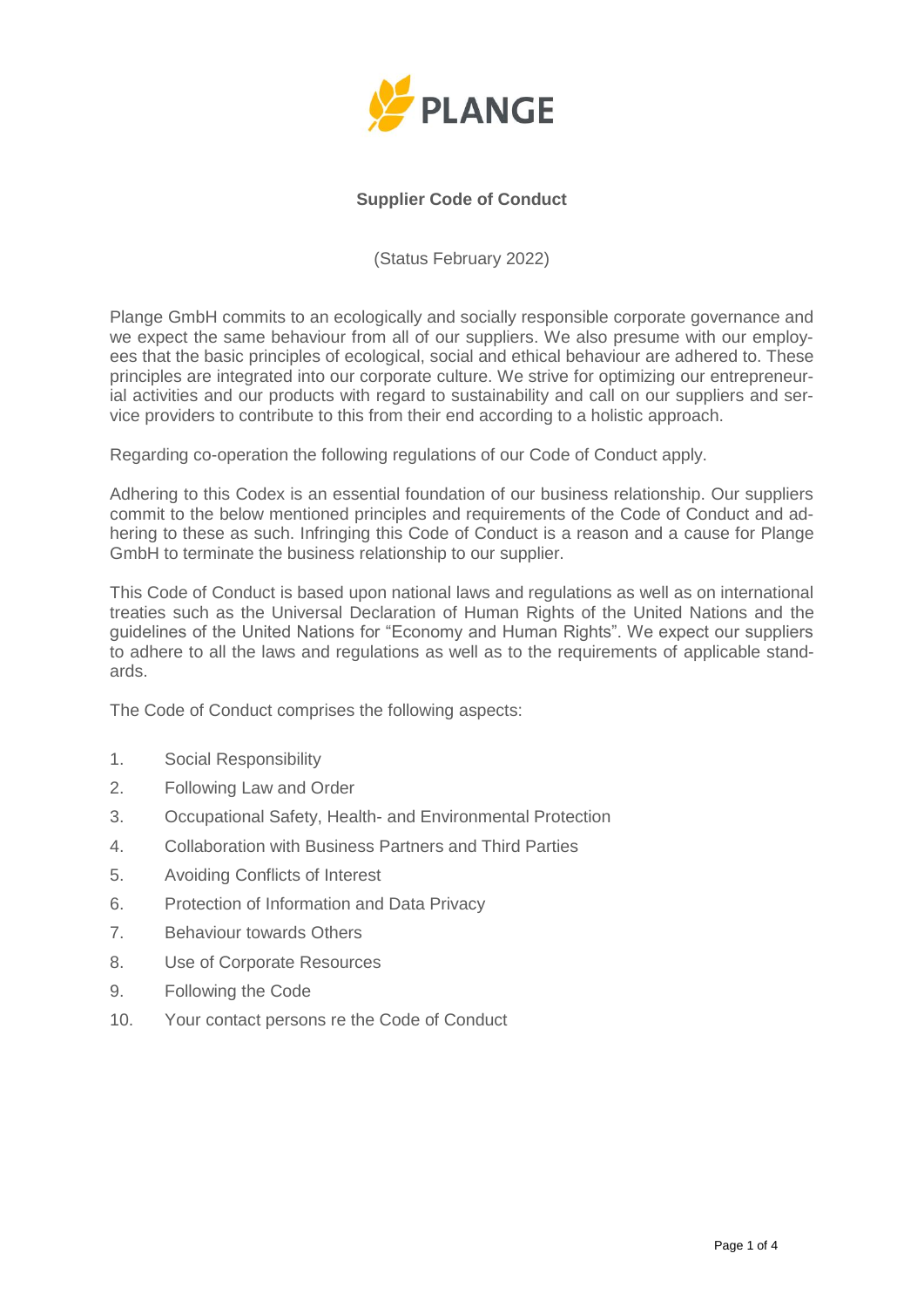PLANGE

# Supplier Code of Conduct

(Status February 2022)

Plange GmbH commits to an ecologically and socially responsible corporate governance and we expect the same behaviour from all of our suppliers. We also presume with our employees that the basic principles of ecological, social and ethical behaviour are adhered to. These principles are integrated into our corporate culture. We strive for optimizing our entrepreneurial activities and our products with regard to sustainability and call on our suppliers and service providers to contribute to this from their end according to a holistic approach.

Regarding co-operation the following regulations of our Code of Conduct apply.

Adhering to this Codex is an essential foundation of our business relationship. Our suppliers commit to the below mentioned principles and requirements of the Code of Conduct and adhering to these as such. Infringing this Code of Conduct is a reason and a cause for Plange GmbH to terminate the business relationship to our supplier.

This Code of Conduct is based upon national laws and regulations as well as on international treaties such as the Universal Declaration of Human Rights of the United Nations and the guidelines of the United Nations for "Economy and Human Rights". We expect our suppliers to adhere to all the laws and regulations as well as to the requirements of applicable standards.

The Code of Conduct comprises the following aspects:

1. Social Responsibility
2. Following Law and Order
3. Occupational Safety, Health- and Environmental Protection
4. Collaboration with Business Partners and Third Parties
5. Avoiding Conflicts of Interest
6. Protection of Information and Data Privacy
7. Behaviour towards Others
8. Use of Corporate Resources
9. Following the Code
10. Your contact persons re the Code of Conduct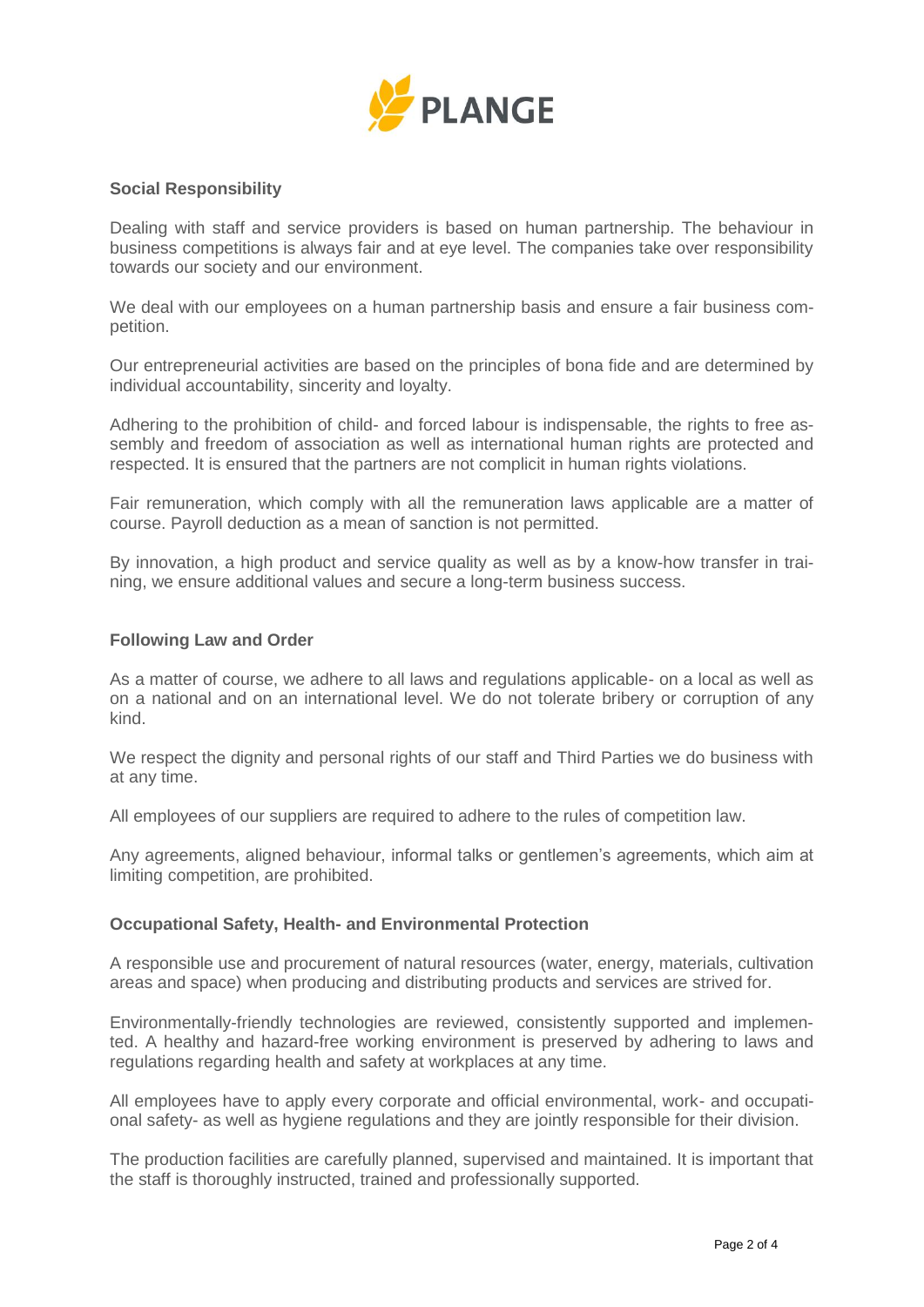### Social Responsibility

Dealing with staff and service providers is based on human partnership. The behaviour in business competitions is always fair and at eye level. The companies take over responsibility towards our society and our environment.

We deal with our employees on a human partnership basis and ensure a fair business competition.

Our entrepreneurial activities are based on the principles of bona fide and are determined by individual accountability, sincerity and loyalty.

Adhering to the prohibition of child- and forced labour is indispensable, the rights to free assembly and freedom of association as well as international human rights are protected and respected. It is ensured that the partners are not complicit in human rights violations.

Fair remuneration, which comply with all the remuneration laws applicable are a matter of course. Payroll deduction as a mean of sanction is not permitted.

By innovation, a high product and service quality as well as by a know-how transfer in training, we ensure additional values and secure a long-term business success.

### Following Law and Order

As a matter of course, we adhere to all laws and regulations applicable- on a local as well as on a national and on an international level. We do not tolerate bribery or corruption of any kind.

We respect the dignity and personal rights of our staff and Third Parties we do business with at any time.

All employees of our suppliers are required to adhere to the rules of competition law.

Any agreements, aligned behaviour, informal talks or gentlemen's agreements, which aim at limiting competition, are prohibited.

### Occupational Safety, Health- and Environmental Protection

A responsible use and procurement of natural resources (water, energy, materials, cultivation areas and space) when producing and distributing products and services are strived for.

Environmentally-friendly technologies are reviewed, consistently supported and implemented. A healthy and hazard-free working environment is preserved by adhering to laws and regulations regarding health and safety at workplaces at any time.

All employees have to apply every corporate and official environmental, work- and occupational safety- as well as hygiene regulations and they are jointly responsible for their division.

The production facilities are carefully planned, supervised and maintained. It is important that the staff is thoroughly instructed, trained and professionally supported.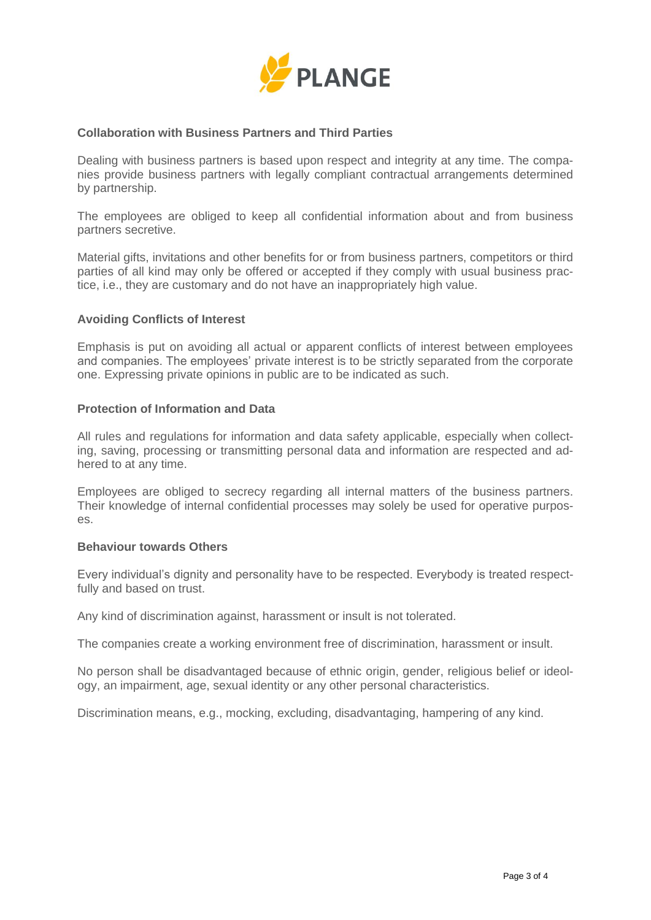## Collaboration with Business Partners and Third Parties

Dealing with business partners is based upon respect and integrity at any time. The companies provide business partners with legally compliant contractual arrangements determined by partnership.

The employees are obliged to keep all confidential information about and from business partners secretive.

Material gifts, invitations and other benefits for or from business partners, competitors or third parties of all kind may only be offered or accepted if they comply with usual business practice, i.e., they are customary and do not have an inappropriately high value.

## Avoiding Conflicts of Interest

Emphasis is put on avoiding all actual or apparent conflicts of interest between employees and companies. The employees' private interest is to be strictly separated from the corporate one. Expressing private opinions in public are to be indicated as such.

## Protection of Information and Data

All rules and regulations for information and data safety applicable, especially when collecting, saving, processing or transmitting personal data and information are respected and adhered to at any time.

Employees are obliged to secrecy regarding all internal matters of the business partners. Their knowledge of internal confidential processes may solely be used for operative purposes.

## Behaviour towards Others

Every individual's dignity and personality have to be respected. Everybody is treated respectfully and based on trust.

Any kind of discrimination against, harassment or insult is not tolerated.

The companies create a working environment free of discrimination, harassment or insult.

No person shall be disadvantaged because of ethnic origin, gender, religious belief or ideology, an impairment, age, sexual identity or any other personal characteristics.

Discrimination means, e.g., mocking, excluding, disadvantaging, hampering of any kind.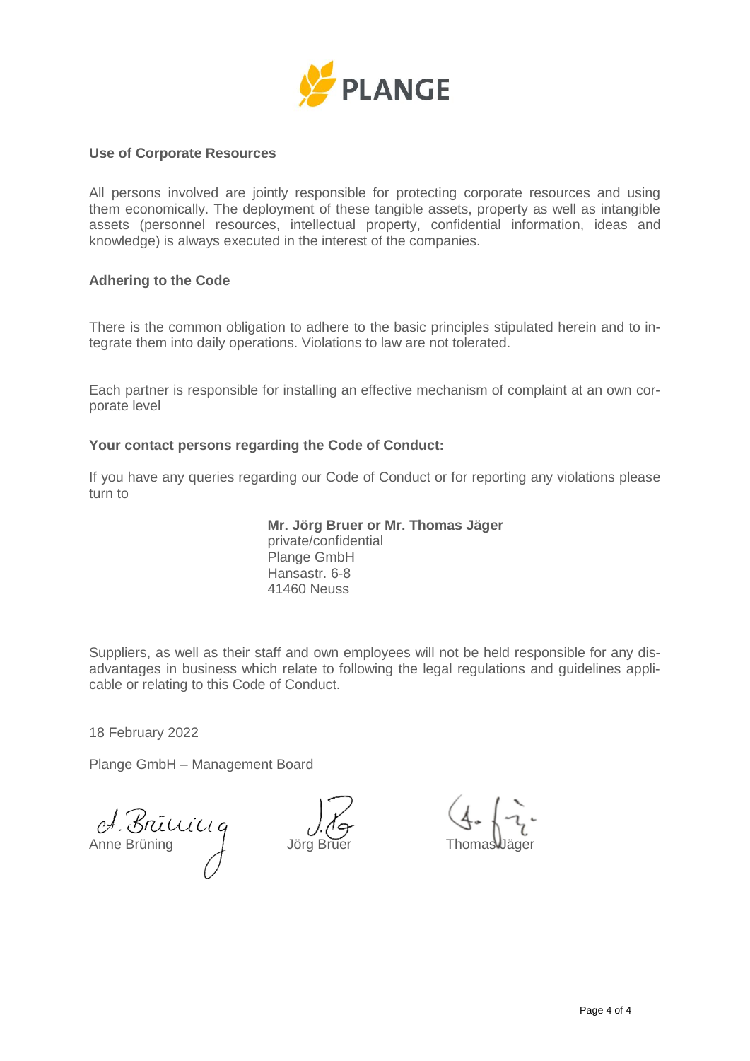### Use of Corporate Resources

All persons involved are jointly responsible for protecting corporate resources and using them economically. The deployment of these tangible assets, property as well as intangible assets (personnel resources, intellectual property, confidential information, ideas and knowledge) is always executed in the interest of the companies.

### Adhering to the Code

There is the common obligation to adhere to the basic principles stipulated herein and to integrate them into daily operations. Violations to law are not tolerated.

Each partner is responsible for installing an effective mechanism of complaint at an own corporate level

### Your contact persons regarding the Code of Conduct:

If you have any queries regarding our Code of Conduct or for reporting any violations please turn to

**Mr. Jörg Bruer or Mr. Thomas Jäger**
private/confidential
Plange GmbH
Hansastr. 6-8
41460 Neuss

Suppliers, as well as their staff and own employees will not be held responsible for any disadvantages in business which relate to following the legal regulations and guidelines applicable or relating to this Code of Conduct.

18 February 2022

Plange GmbH – Management Board

Anne Brüning    Jörg Bruer    Thomas Jäger